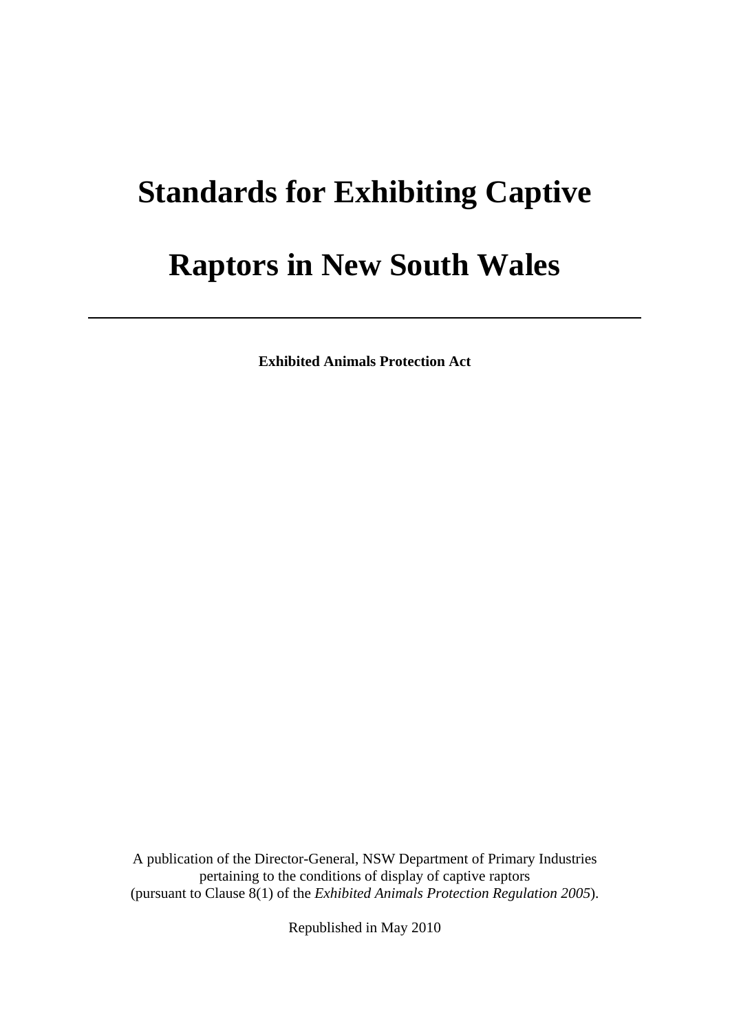# Standards for Exhibiting Captive Raptors in New South Wales

---

**Exhibited Animals Protection Act**

A publication of the Director-General, NSW Department of Primary Industries pertaining to the conditions of display of captive raptors (pursuant to Clause 8(1) of the *Exhibited Animals Protection Regulation 2005*).

Republished in May 2010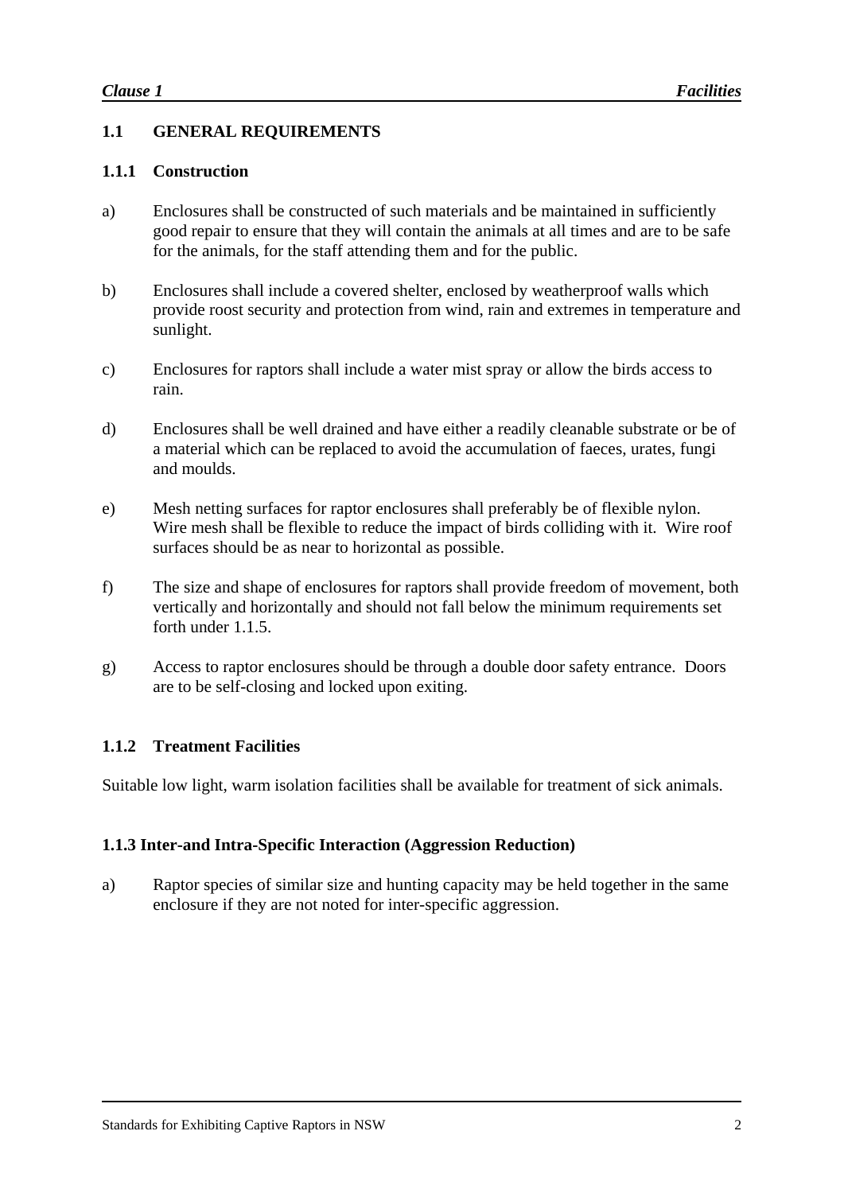## 1.1 GENERAL REQUIREMENTS

### 1.1.1 Construction

a) Enclosures shall be constructed of such materials and be maintained in sufficiently good repair to ensure that they will contain the animals at all times and are to be safe for the animals, for the staff attending them and for the public.

b) Enclosures shall include a covered shelter, enclosed by weatherproof walls which provide roost security and protection from wind, rain and extremes in temperature and sunlight.

c) Enclosures for raptors shall include a water mist spray or allow the birds access to rain.

d) Enclosures shall be well drained and have either a readily cleanable substrate or be of a material which can be replaced to avoid the accumulation of faeces, urates, fungi and moulds.

e) Mesh netting surfaces for raptor enclosures shall preferably be of flexible nylon. Wire mesh shall be flexible to reduce the impact of birds colliding with it. Wire roof surfaces should be as near to horizontal as possible.

f) The size and shape of enclosures for raptors shall provide freedom of movement, both vertically and horizontally and should not fall below the minimum requirements set forth under 1.1.5.

g) Access to raptor enclosures should be through a double door safety entrance. Doors are to be self-closing and locked upon exiting.

### 1.1.2 Treatment Facilities

Suitable low light, warm isolation facilities shall be available for treatment of sick animals.

### 1.1.3 Inter-and Intra-Specific Interaction (Aggression Reduction)

a) Raptor species of similar size and hunting capacity may be held together in the same enclosure if they are not noted for inter-specific aggression.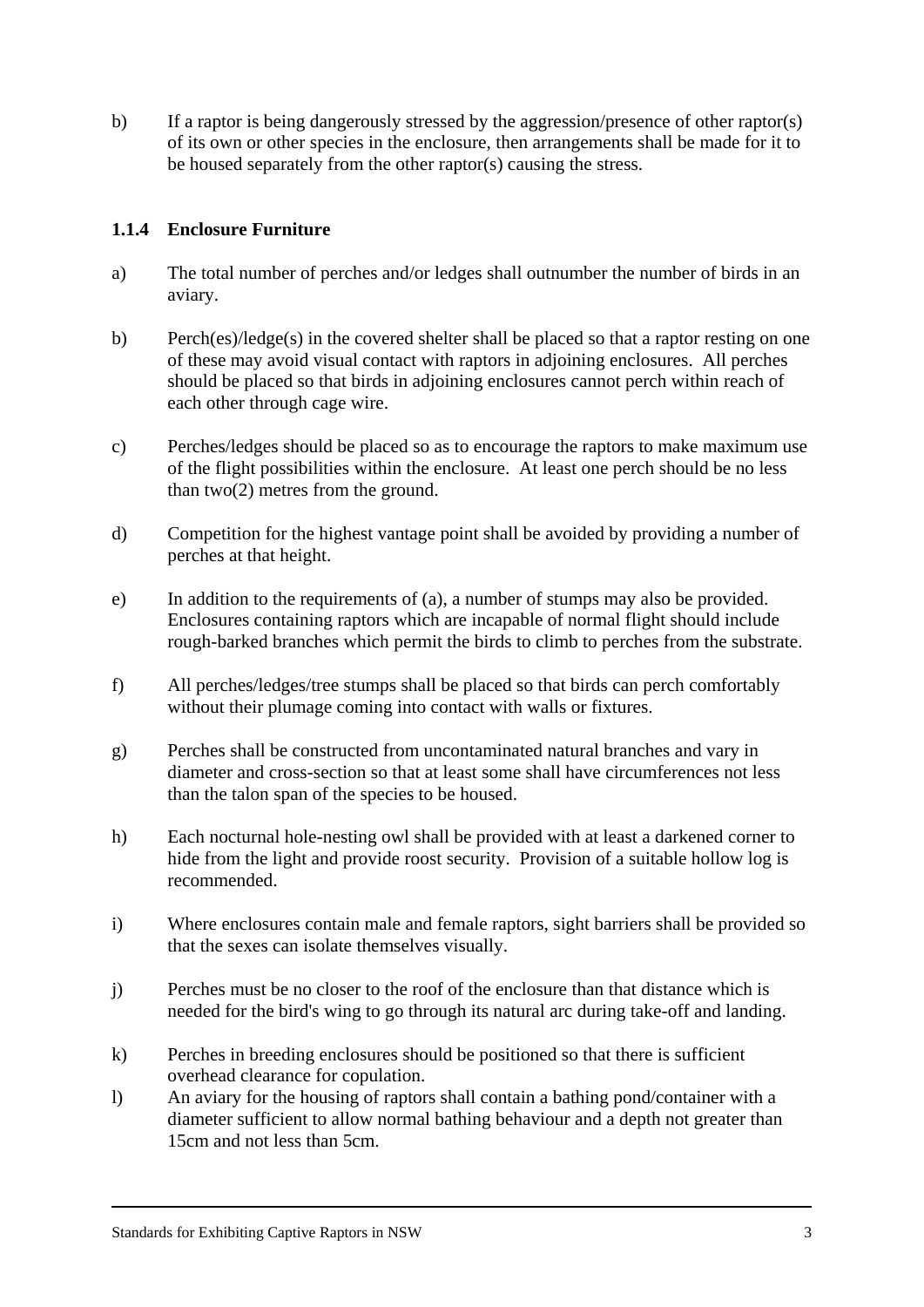b) If a raptor is being dangerously stressed by the aggression/presence of other raptor(s) of its own or other species in the enclosure, then arrangements shall be made for it to be housed separately from the other raptor(s) causing the stress.

### 1.1.4 Enclosure Furniture

a) The total number of perches and/or ledges shall outnumber the number of birds in an aviary.

b) Perch(es)/ledge(s) in the covered shelter shall be placed so that a raptor resting on one of these may avoid visual contact with raptors in adjoining enclosures. All perches should be placed so that birds in adjoining enclosures cannot perch within reach of each other through cage wire.

c) Perches/ledges should be placed so as to encourage the raptors to make maximum use of the flight possibilities within the enclosure. At least one perch should be no less than two(2) metres from the ground.

d) Competition for the highest vantage point shall be avoided by providing a number of perches at that height.

e) In addition to the requirements of (a), a number of stumps may also be provided. Enclosures containing raptors which are incapable of normal flight should include rough-barked branches which permit the birds to climb to perches from the substrate.

f) All perches/ledges/tree stumps shall be placed so that birds can perch comfortably without their plumage coming into contact with walls or fixtures.

g) Perches shall be constructed from uncontaminated natural branches and vary in diameter and cross-section so that at least some shall have circumferences not less than the talon span of the species to be housed.

h) Each nocturnal hole-nesting owl shall be provided with at least a darkened corner to hide from the light and provide roost security. Provision of a suitable hollow log is recommended.

i) Where enclosures contain male and female raptors, sight barriers shall be provided so that the sexes can isolate themselves visually.

j) Perches must be no closer to the roof of the enclosure than that distance which is needed for the bird's wing to go through its natural arc during take-off and landing.

k) Perches in breeding enclosures should be positioned so that there is sufficient overhead clearance for copulation.

l) An aviary for the housing of raptors shall contain a bathing pond/container with a diameter sufficient to allow normal bathing behaviour and a depth not greater than 15cm and not less than 5cm.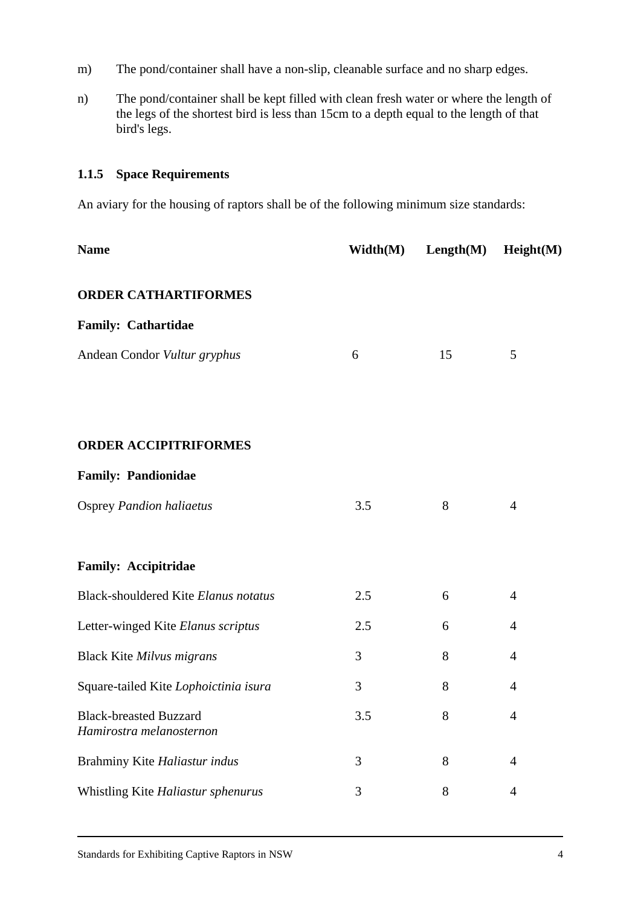m) The pond/container shall have a non-slip, cleanable surface and no sharp edges.

n) The pond/container shall be kept filled with clean fresh water or where the length of the legs of the shortest bird is less than 15cm to a depth equal to the length of that bird's legs.

### 1.1.5 Space Requirements

An aviary for the housing of raptors shall be of the following minimum size standards:

| Name | Width(M) | Length(M) | Height(M) |
|---|---|---|---|
| **ORDER CATHARTIFORMES** | | | |
| **Family: Cathartidae** | | | |
| Andean Condor *Vultur gryphus* | 6 | 15 | 5 |
| **ORDER ACCIPITRIFORMES** | | | |
| **Family: Pandionidae** | | | |
| Osprey *Pandion haliaetus* | 3.5 | 8 | 4 |
| **Family: Accipitridae** | | | |
| Black-shouldered Kite *Elanus notatus* | 2.5 | 6 | 4 |
| Letter-winged Kite *Elanus scriptus* | 2.5 | 6 | 4 |
| Black Kite *Milvus migrans* | 3 | 8 | 4 |
| Square-tailed Kite *Lophoictinia isura* | 3 | 8 | 4 |
| Black-breasted Buzzard *Hamirostra melanosternon* | 3.5 | 8 | 4 |
| Brahminy Kite *Haliastur indus* | 3 | 8 | 4 |
| Whistling Kite *Haliastur sphenurus* | 3 | 8 | 4 |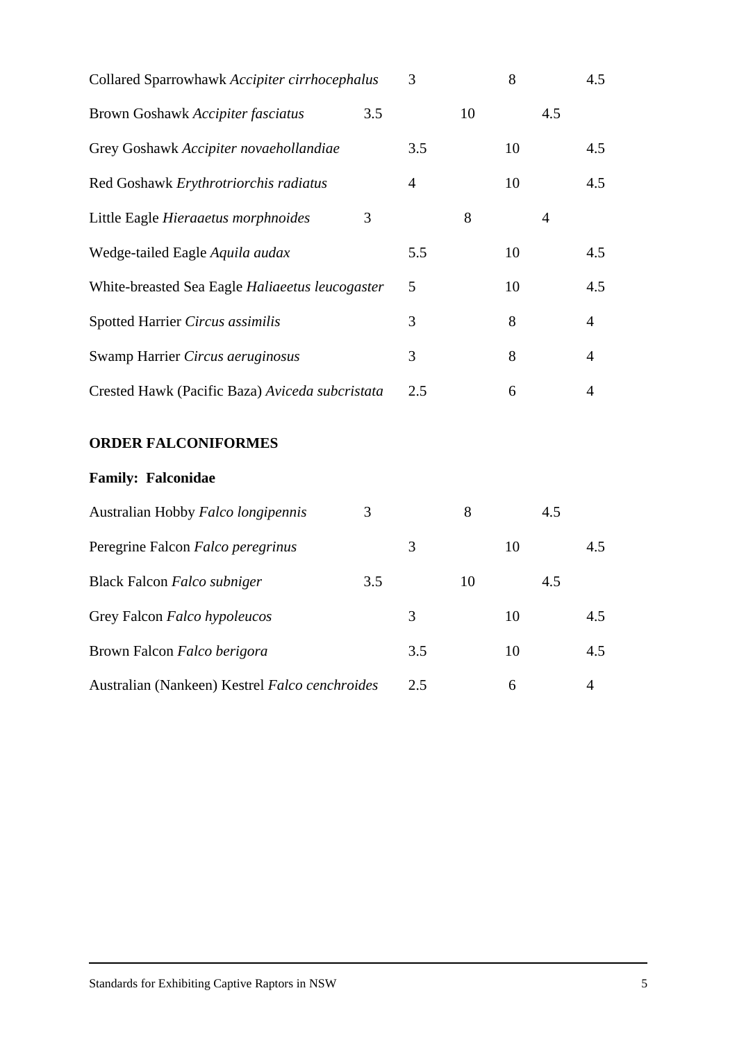| Species | | | |
|---|---|---|---|
| Collared Sparrowhawk *Accipiter cirrhocephalus* | 3 | 8 | 4.5 |
| Brown Goshawk *Accipiter fasciatus* | 3.5 | 10 | 4.5 |
| Grey Goshawk *Accipiter novaehollandiae* | 3.5 | 10 | 4.5 |
| Red Goshawk *Erythrotriorchis radiatus* | 4 | 10 | 4.5 |
| Little Eagle *Hieraaetus morphnoides* | 3 | 8 | 4 |
| Wedge-tailed Eagle *Aquila audax* | 5.5 | 10 | 4.5 |
| White-breasted Sea Eagle *Haliaeetus leucogaster* | 5 | 10 | 4.5 |
| Spotted Harrier *Circus assimilis* | 3 | 8 | 4 |
| Swamp Harrier *Circus aeruginosus* | 3 | 8 | 4 |
| Crested Hawk (Pacific Baza) *Aviceda subcristata* | 2.5 | 6 | 4 |

**ORDER FALCONIFORMES**

**Family: Falconidae**

| Species | | | |
|---|---|---|---|
| Australian Hobby *Falco longipennis* | 3 | 8 | 4.5 |
| Peregrine Falcon *Falco peregrinus* | 3 | 10 | 4.5 |
| Black Falcon *Falco subniger* | 3.5 | 10 | 4.5 |
| Grey Falcon *Falco hypoleucos* | 3 | 10 | 4.5 |
| Brown Falcon *Falco berigora* | 3.5 | 10 | 4.5 |
| Australian (Nankeen) Kestrel *Falco cenchroides* | 2.5 | 6 | 4 |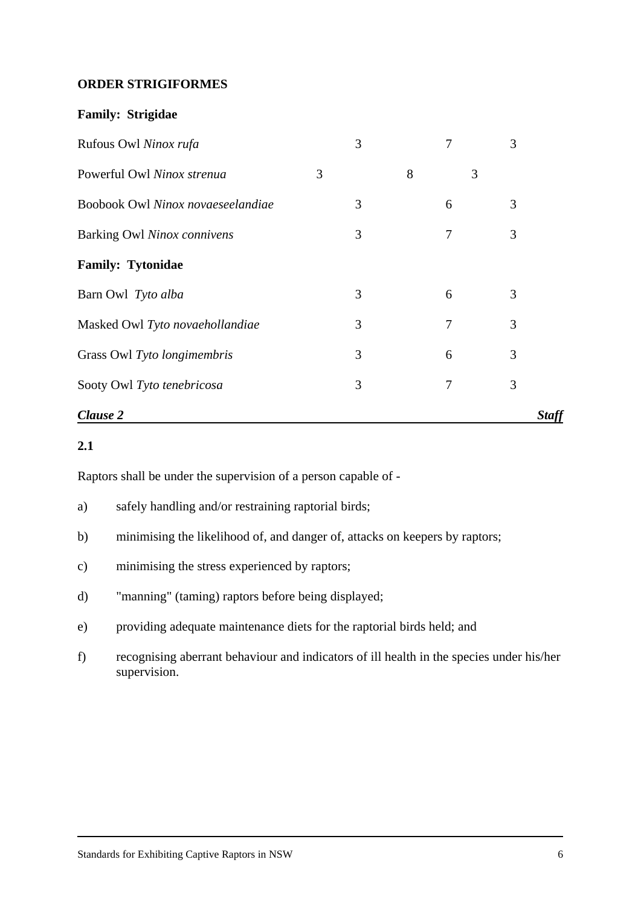**ORDER STRIGIFORMES**

**Family: Strigidae**

| | | | |
|---|---|---|---|
| Rufous Owl *Ninox rufa* | 3 | 7 | 3 |
| Powerful Owl *Ninox strenua* | 3 | 8 | 3 |
| Boobook Owl *Ninox novaeseelandiae* | 3 | 6 | 3 |
| Barking Owl *Ninox connivens* | 3 | 7 | 3 |

**Family: Tytonidae**

| | | | |
|---|---|---|---|
| Barn Owl *Tyto alba* | 3 | 6 | 3 |
| Masked Owl *Tyto novaehollandiae* | 3 | 7 | 3 |
| Grass Owl *Tyto longimembris* | 3 | 6 | 3 |
| Sooty Owl *Tyto tenebricosa* | 3 | 7 | 3 |

## *Clause 2* — *Staff*

**2.1**

Raptors shall be under the supervision of a person capable of -

a) safely handling and/or restraining raptorial birds;

b) minimising the likelihood of, and danger of, attacks on keepers by raptors;

c) minimising the stress experienced by raptors;

d) "manning" (taming) raptors before being displayed;

e) providing adequate maintenance diets for the raptorial birds held; and

f) recognising aberrant behaviour and indicators of ill health in the species under his/her supervision.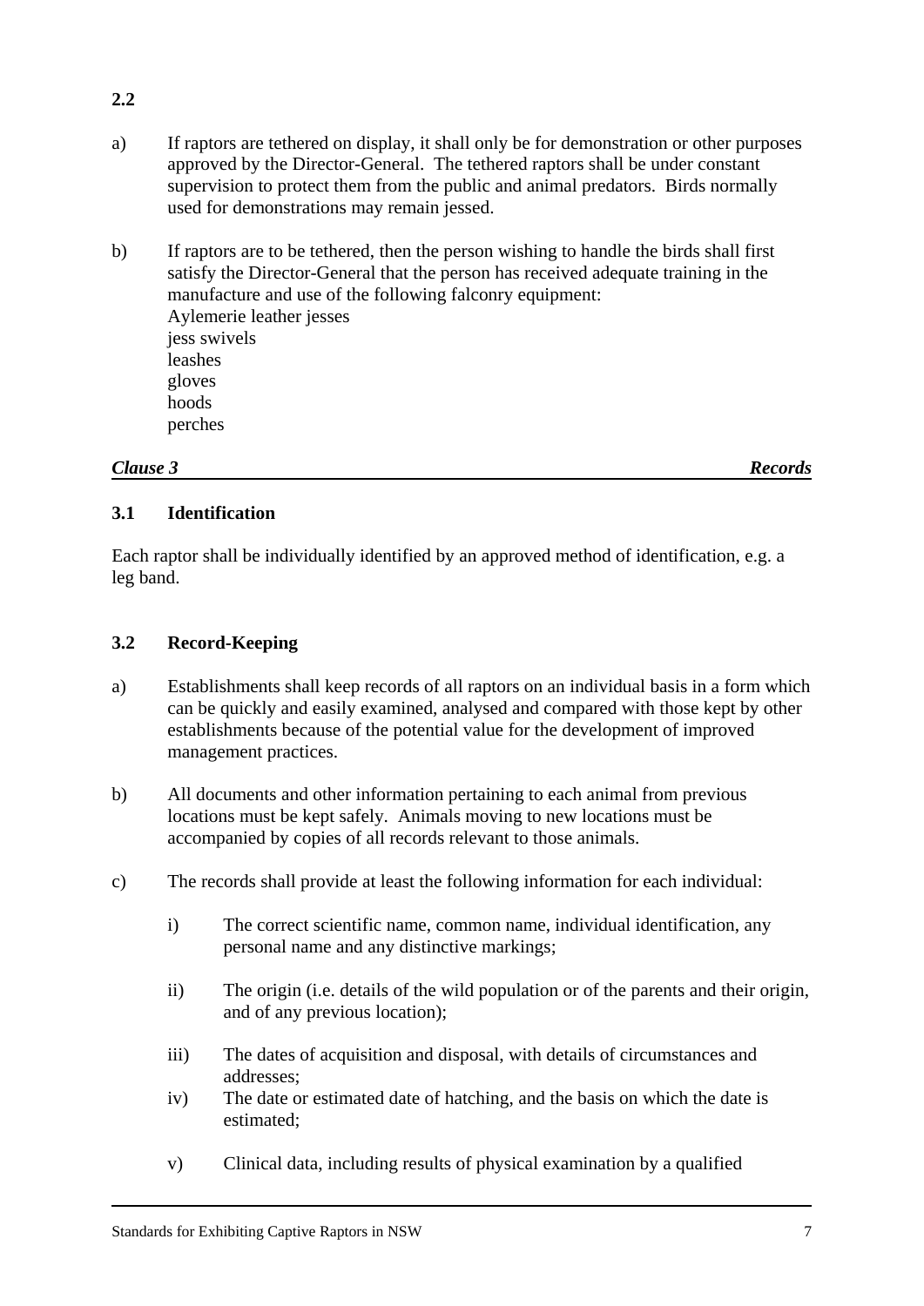**2.2**

a) If raptors are tethered on display, it shall only be for demonstration or other purposes approved by the Director-General. The tethered raptors shall be under constant supervision to protect them from the public and animal predators. Birds normally used for demonstrations may remain jessed.

b) If raptors are to be tethered, then the person wishing to handle the birds shall first satisfy the Director-General that the person has received adequate training in the manufacture and use of the following falconry equipment:
Aylemerie leather jesses
jess swivels
leashes
gloves
hoods
perches

## *Clause 3 — Records*

### 3.1 Identification

Each raptor shall be individually identified by an approved method of identification, e.g. a leg band.

### 3.2 Record-Keeping

a) Establishments shall keep records of all raptors on an individual basis in a form which can be quickly and easily examined, analysed and compared with those kept by other establishments because of the potential value for the development of improved management practices.

b) All documents and other information pertaining to each animal from previous locations must be kept safely. Animals moving to new locations must be accompanied by copies of all records relevant to those animals.

c) The records shall provide at least the following information for each individual:

   i) The correct scientific name, common name, individual identification, any personal name and any distinctive markings;

   ii) The origin (i.e. details of the wild population or of the parents and their origin, and of any previous location);

   iii) The dates of acquisition and disposal, with details of circumstances and addresses;

   iv) The date or estimated date of hatching, and the basis on which the date is estimated;

   v) Clinical data, including results of physical examination by a qualified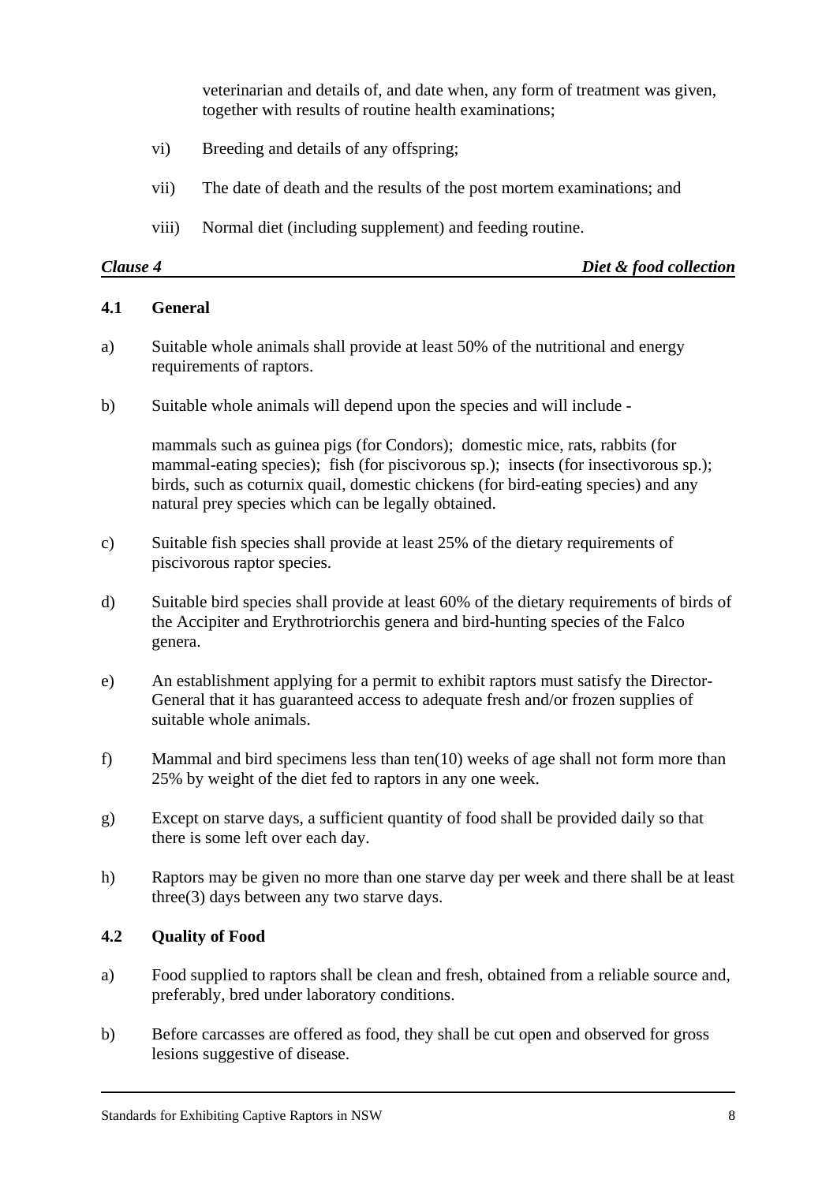veterinarian and details of, and date when, any form of treatment was given, together with results of routine health examinations;

vi) Breeding and details of any offspring;

vii) The date of death and the results of the post mortem examinations; and

viii) Normal diet (including supplement) and feeding routine.

## *Clause 4* — *Diet & food collection*

### 4.1 General

a) Suitable whole animals shall provide at least 50% of the nutritional and energy requirements of raptors.

b) Suitable whole animals will depend upon the species and will include -

mammals such as guinea pigs (for Condors); domestic mice, rats, rabbits (for mammal-eating species); fish (for piscivorous sp.); insects (for insectivorous sp.); birds, such as coturnix quail, domestic chickens (for bird-eating species) and any natural prey species which can be legally obtained.

c) Suitable fish species shall provide at least 25% of the dietary requirements of piscivorous raptor species.

d) Suitable bird species shall provide at least 60% of the dietary requirements of birds of the Accipiter and Erythrotriorchis genera and bird-hunting species of the Falco genera.

e) An establishment applying for a permit to exhibit raptors must satisfy the Director-General that it has guaranteed access to adequate fresh and/or frozen supplies of suitable whole animals.

f) Mammal and bird specimens less than ten(10) weeks of age shall not form more than 25% by weight of the diet fed to raptors in any one week.

g) Except on starve days, a sufficient quantity of food shall be provided daily so that there is some left over each day.

h) Raptors may be given no more than one starve day per week and there shall be at least three(3) days between any two starve days.

### 4.2 Quality of Food

a) Food supplied to raptors shall be clean and fresh, obtained from a reliable source and, preferably, bred under laboratory conditions.

b) Before carcasses are offered as food, they shall be cut open and observed for gross lesions suggestive of disease.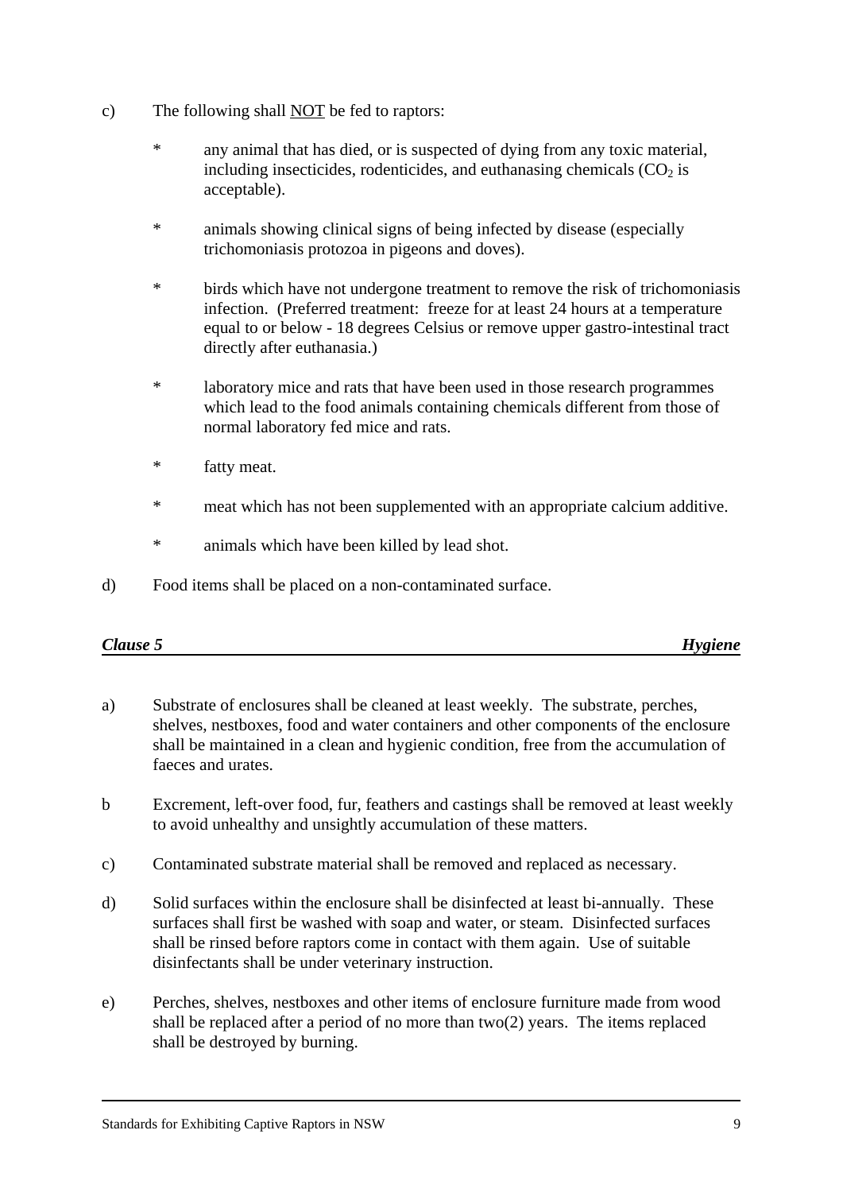c) The following shall <u>NOT</u> be fed to raptors:

- * any animal that has died, or is suspected of dying from any toxic material, including insecticides, rodenticides, and euthanasing chemicals ($CO_2$ is acceptable).
- * animals showing clinical signs of being infected by disease (especially trichomoniasis protozoa in pigeons and doves).
- * birds which have not undergone treatment to remove the risk of trichomoniasis infection. (Preferred treatment: freeze for at least 24 hours at a temperature equal to or below - 18 degrees Celsius or remove upper gastro-intestinal tract directly after euthanasia.)
- * laboratory mice and rats that have been used in those research programmes which lead to the food animals containing chemicals different from those of normal laboratory fed mice and rats.
- * fatty meat.
- * meat which has not been supplemented with an appropriate calcium additive.
- * animals which have been killed by lead shot.

d) Food items shall be placed on a non-contaminated surface.

## *Clause 5* — *Hygiene*

a) Substrate of enclosures shall be cleaned at least weekly. The substrate, perches, shelves, nestboxes, food and water containers and other components of the enclosure shall be maintained in a clean and hygienic condition, free from the accumulation of faeces and urates.

b Excrement, left-over food, fur, feathers and castings shall be removed at least weekly to avoid unhealthy and unsightly accumulation of these matters.

c) Contaminated substrate material shall be removed and replaced as necessary.

d) Solid surfaces within the enclosure shall be disinfected at least bi-annually. These surfaces shall first be washed with soap and water, or steam. Disinfected surfaces shall be rinsed before raptors come in contact with them again. Use of suitable disinfectants shall be under veterinary instruction.

e) Perches, shelves, nestboxes and other items of enclosure furniture made from wood shall be replaced after a period of no more than two(2) years. The items replaced shall be destroyed by burning.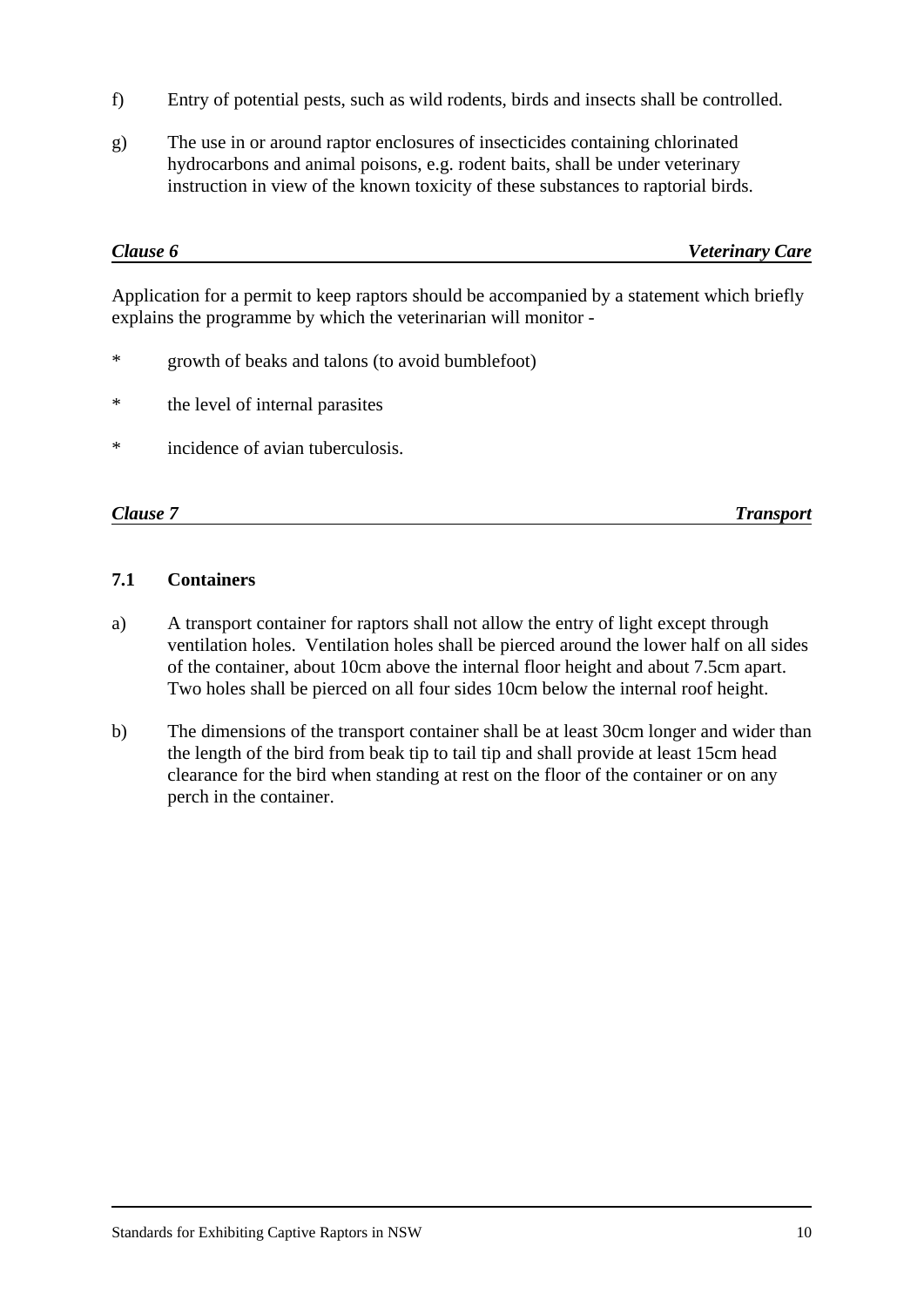f) Entry of potential pests, such as wild rodents, birds and insects shall be controlled.

g) The use in or around raptor enclosures of insecticides containing chlorinated hydrocarbons and animal poisons, e.g. rodent baits, shall be under veterinary instruction in view of the known toxicity of these substances to raptorial birds.

## *Clause 6* — *Veterinary Care*

Application for a permit to keep raptors should be accompanied by a statement which briefly explains the programme by which the veterinarian will monitor -

* growth of beaks and talons (to avoid bumblefoot)
* the level of internal parasites
* incidence of avian tuberculosis.

## *Clause 7* — *Transport*

### 7.1 Containers

a) A transport container for raptors shall not allow the entry of light except through ventilation holes. Ventilation holes shall be pierced around the lower half on all sides of the container, about 10cm above the internal floor height and about 7.5cm apart. Two holes shall be pierced on all four sides 10cm below the internal roof height.

b) The dimensions of the transport container shall be at least 30cm longer and wider than the length of the bird from beak tip to tail tip and shall provide at least 15cm head clearance for the bird when standing at rest on the floor of the container or on any perch in the container.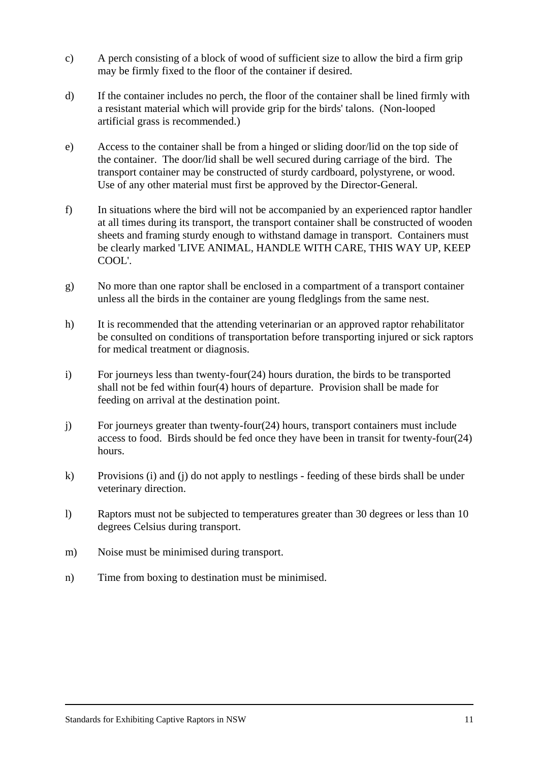c) A perch consisting of a block of wood of sufficient size to allow the bird a firm grip may be firmly fixed to the floor of the container if desired.

d) If the container includes no perch, the floor of the container shall be lined firmly with a resistant material which will provide grip for the birds' talons. (Non-looped artificial grass is recommended.)

e) Access to the container shall be from a hinged or sliding door/lid on the top side of the container. The door/lid shall be well secured during carriage of the bird. The transport container may be constructed of sturdy cardboard, polystyrene, or wood. Use of any other material must first be approved by the Director-General.

f) In situations where the bird will not be accompanied by an experienced raptor handler at all times during its transport, the transport container shall be constructed of wooden sheets and framing sturdy enough to withstand damage in transport. Containers must be clearly marked 'LIVE ANIMAL, HANDLE WITH CARE, THIS WAY UP, KEEP COOL'.

g) No more than one raptor shall be enclosed in a compartment of a transport container unless all the birds in the container are young fledglings from the same nest.

h) It is recommended that the attending veterinarian or an approved raptor rehabilitator be consulted on conditions of transportation before transporting injured or sick raptors for medical treatment or diagnosis.

i) For journeys less than twenty-four(24) hours duration, the birds to be transported shall not be fed within four(4) hours of departure. Provision shall be made for feeding on arrival at the destination point.

j) For journeys greater than twenty-four(24) hours, transport containers must include access to food. Birds should be fed once they have been in transit for twenty-four(24) hours.

k) Provisions (i) and (j) do not apply to nestlings - feeding of these birds shall be under veterinary direction.

l) Raptors must not be subjected to temperatures greater than 30 degrees or less than 10 degrees Celsius during transport.

m) Noise must be minimised during transport.

n) Time from boxing to destination must be minimised.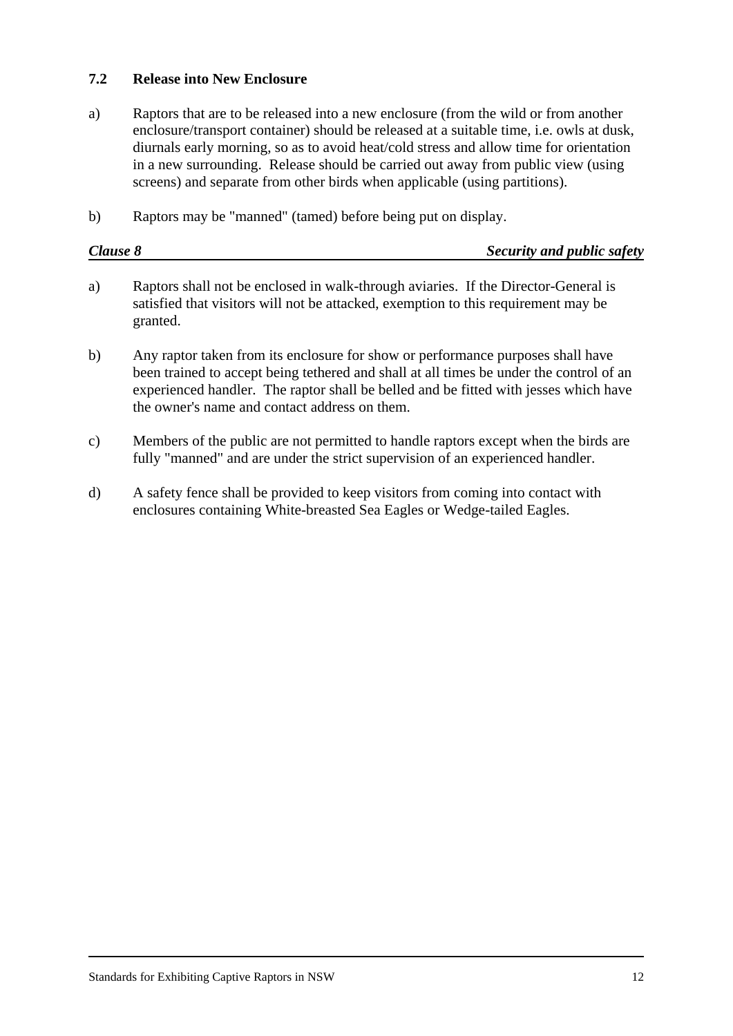### 7.2 Release into New Enclosure

a) Raptors that are to be released into a new enclosure (from the wild or from another enclosure/transport container) should be released at a suitable time, i.e. owls at dusk, diurnals early morning, so as to avoid heat/cold stress and allow time for orientation in a new surrounding. Release should be carried out away from public view (using screens) and separate from other birds when applicable (using partitions).

b) Raptors may be "manned" (tamed) before being put on display.

## *Clause 8 — Security and public safety*

a) Raptors shall not be enclosed in walk-through aviaries. If the Director-General is satisfied that visitors will not be attacked, exemption to this requirement may be granted.

b) Any raptor taken from its enclosure for show or performance purposes shall have been trained to accept being tethered and shall at all times be under the control of an experienced handler. The raptor shall be belled and be fitted with jesses which have the owner's name and contact address on them.

c) Members of the public are not permitted to handle raptors except when the birds are fully "manned" and are under the strict supervision of an experienced handler.

d) A safety fence shall be provided to keep visitors from coming into contact with enclosures containing White-breasted Sea Eagles or Wedge-tailed Eagles.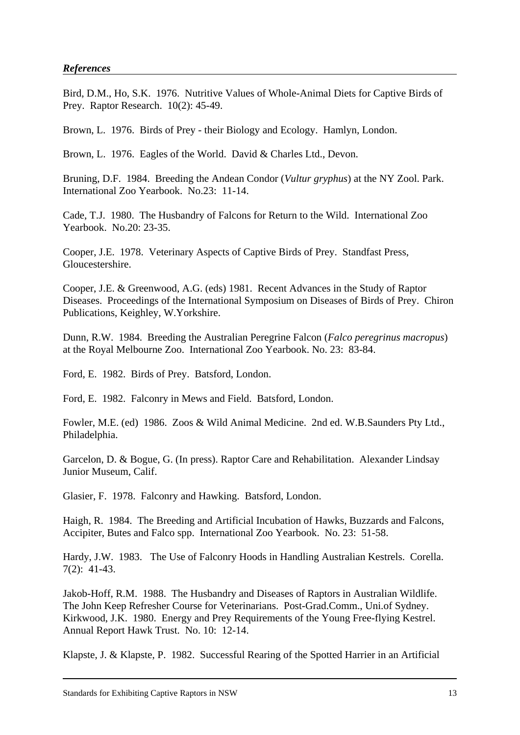### *References*

Bird, D.M., Ho, S.K. 1976. Nutritive Values of Whole-Animal Diets for Captive Birds of Prey. Raptor Research. 10(2): 45-49.

Brown, L. 1976. Birds of Prey - their Biology and Ecology. Hamlyn, London.

Brown, L. 1976. Eagles of the World. David & Charles Ltd., Devon.

Bruning, D.F. 1984. Breeding the Andean Condor (*Vultur gryphus*) at the NY Zool. Park. International Zoo Yearbook. No.23: 11-14.

Cade, T.J. 1980. The Husbandry of Falcons for Return to the Wild. International Zoo Yearbook. No.20: 23-35.

Cooper, J.E. 1978. Veterinary Aspects of Captive Birds of Prey. Standfast Press, Gloucestershire.

Cooper, J.E. & Greenwood, A.G. (eds) 1981. Recent Advances in the Study of Raptor Diseases. Proceedings of the International Symposium on Diseases of Birds of Prey. Chiron Publications, Keighley, W.Yorkshire.

Dunn, R.W. 1984. Breeding the Australian Peregrine Falcon (*Falco peregrinus macropus*) at the Royal Melbourne Zoo. International Zoo Yearbook. No. 23: 83-84.

Ford, E. 1982. Birds of Prey. Batsford, London.

Ford, E. 1982. Falconry in Mews and Field. Batsford, London.

Fowler, M.E. (ed) 1986. Zoos & Wild Animal Medicine. 2nd ed. W.B.Saunders Pty Ltd., Philadelphia.

Garcelon, D. & Bogue, G. (In press). Raptor Care and Rehabilitation. Alexander Lindsay Junior Museum, Calif.

Glasier, F. 1978. Falconry and Hawking. Batsford, London.

Haigh, R. 1984. The Breeding and Artificial Incubation of Hawks, Buzzards and Falcons, Accipiter, Butes and Falco spp. International Zoo Yearbook. No. 23: 51-58.

Hardy, J.W. 1983. The Use of Falconry Hoods in Handling Australian Kestrels. Corella. 7(2): 41-43.

Jakob-Hoff, R.M. 1988. The Husbandry and Diseases of Raptors in Australian Wildlife. The John Keep Refresher Course for Veterinarians. Post-Grad.Comm., Uni.of Sydney.
Kirkwood, J.K. 1980. Energy and Prey Requirements of the Young Free-flying Kestrel. Annual Report Hawk Trust. No. 10: 12-14.

Klapste, J. & Klapste, P. 1982. Successful Rearing of the Spotted Harrier in an Artificial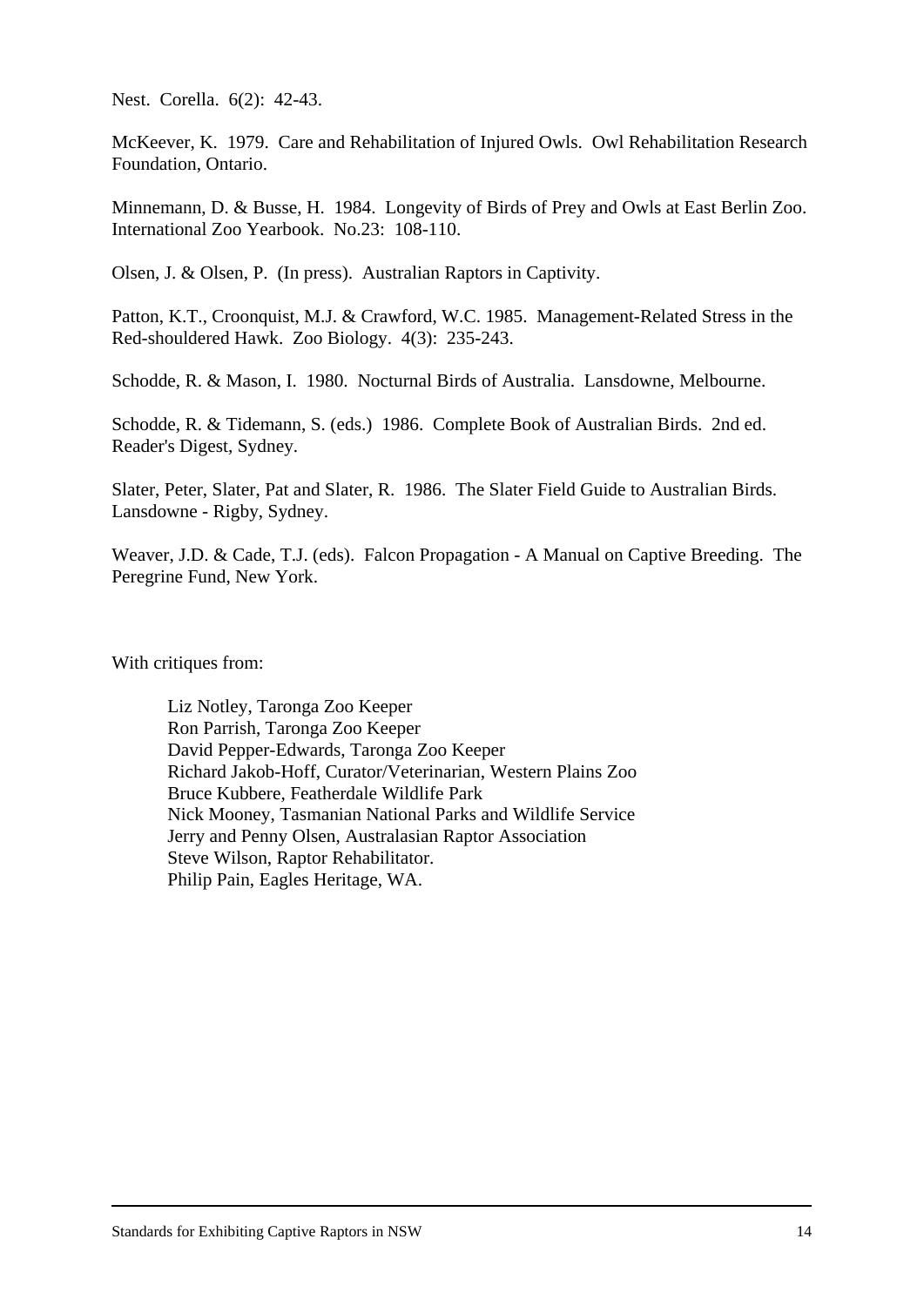Nest. Corella. 6(2): 42-43.

McKeever, K. 1979. Care and Rehabilitation of Injured Owls. Owl Rehabilitation Research Foundation, Ontario.

Minnemann, D. & Busse, H. 1984. Longevity of Birds of Prey and Owls at East Berlin Zoo. International Zoo Yearbook. No.23: 108-110.

Olsen, J. & Olsen, P. (In press). Australian Raptors in Captivity.

Patton, K.T., Croonquist, M.J. & Crawford, W.C. 1985. Management-Related Stress in the Red-shouldered Hawk. Zoo Biology. 4(3): 235-243.

Schodde, R. & Mason, I. 1980. Nocturnal Birds of Australia. Lansdowne, Melbourne.

Schodde, R. & Tidemann, S. (eds.) 1986. Complete Book of Australian Birds. 2nd ed. Reader's Digest, Sydney.

Slater, Peter, Slater, Pat and Slater, R. 1986. The Slater Field Guide to Australian Birds. Lansdowne - Rigby, Sydney.

Weaver, J.D. & Cade, T.J. (eds). Falcon Propagation - A Manual on Captive Breeding. The Peregrine Fund, New York.

With critiques from:

Liz Notley, Taronga Zoo Keeper
Ron Parrish, Taronga Zoo Keeper
David Pepper-Edwards, Taronga Zoo Keeper
Richard Jakob-Hoff, Curator/Veterinarian, Western Plains Zoo
Bruce Kubbere, Featherdale Wildlife Park
Nick Mooney, Tasmanian National Parks and Wildlife Service
Jerry and Penny Olsen, Australasian Raptor Association
Steve Wilson, Raptor Rehabilitator.
Philip Pain, Eagles Heritage, WA.